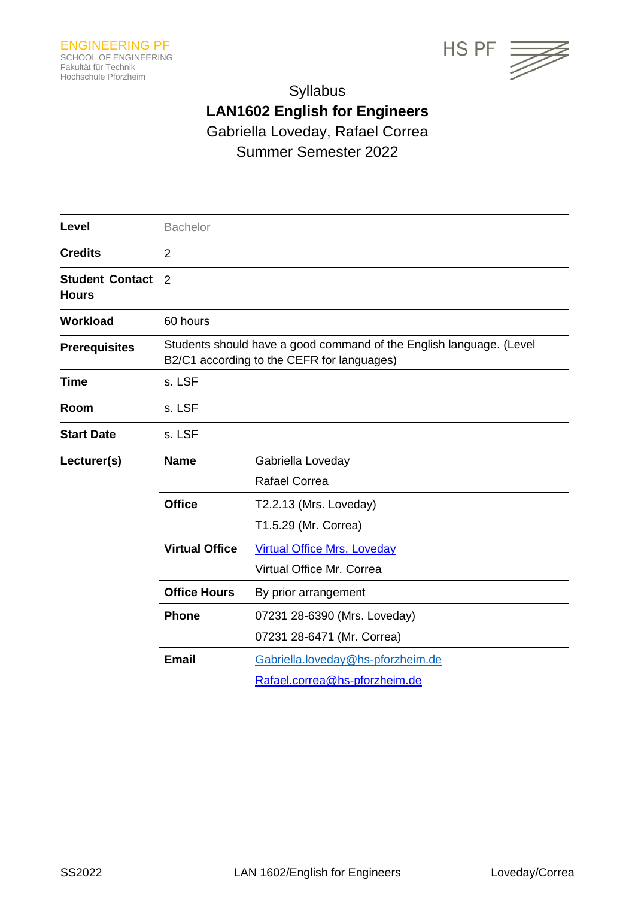ENGINEERING PF
SCHOOL OF ENGINEERING
Fakultät für Technik
Hochschule Pforzheim

HS PF

# Syllabus

## LAN1602 English for Engineers

Gabriella Loveday, Rafael Correa

Summer Semester 2022

| | | |
|---|---|---|
| **Level** | Bachelor | |
| **Credits** | 2 | |
| **Student Contact Hours** | 2 | |
| **Workload** | 60 hours | |
| **Prerequisites** | Students should have a good command of the English language. (Level B2/C1 according to the CEFR for languages) | |
| **Time** | s. LSF | |
| **Room** | s. LSF | |
| **Start Date** | s. LSF | |
| **Lecturer(s)** | **Name** | Gabriella Loveday<br>Rafael Correa |
| | **Office** | T2.2.13 (Mrs. Loveday)<br>T1.5.29 (Mr. Correa) |
| | **Virtual Office** | Virtual Office Mrs. Loveday<br>Virtual Office Mr. Correa |
| | **Office Hours** | By prior arrangement |
| | **Phone** | 07231 28-6390 (Mrs. Loveday)<br>07231 28-6471 (Mr. Correa) |
| | **Email** | Gabriella.loveday@hs-pforzheim.de<br>Rafael.correa@hs-pforzheim.de |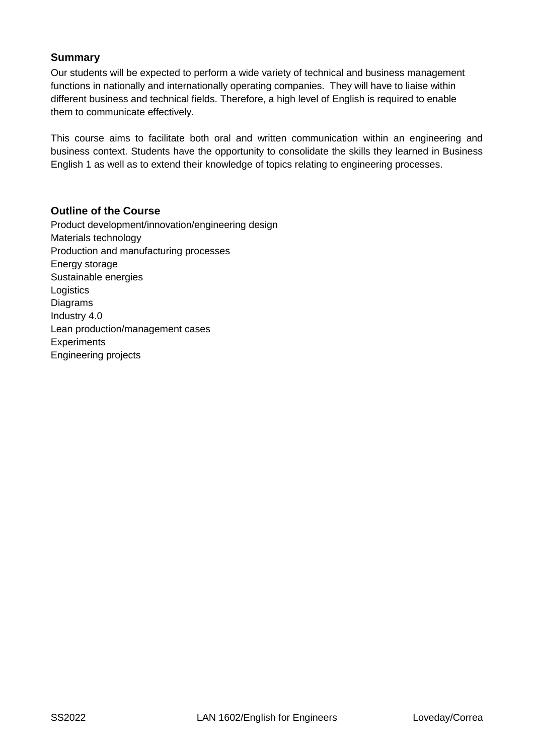## Summary

Our students will be expected to perform a wide variety of technical and business management functions in nationally and internationally operating companies. They will have to liaise within different business and technical fields. Therefore, a high level of English is required to enable them to communicate effectively.

This course aims to facilitate both oral and written communication within an engineering and business context. Students have the opportunity to consolidate the skills they learned in Business English 1 as well as to extend their knowledge of topics relating to engineering processes.

## Outline of the Course

Product development/innovation/engineering design
Materials technology
Production and manufacturing processes
Energy storage
Sustainable energies
Logistics
Diagrams
Industry 4.0
Lean production/management cases
Experiments
Engineering projects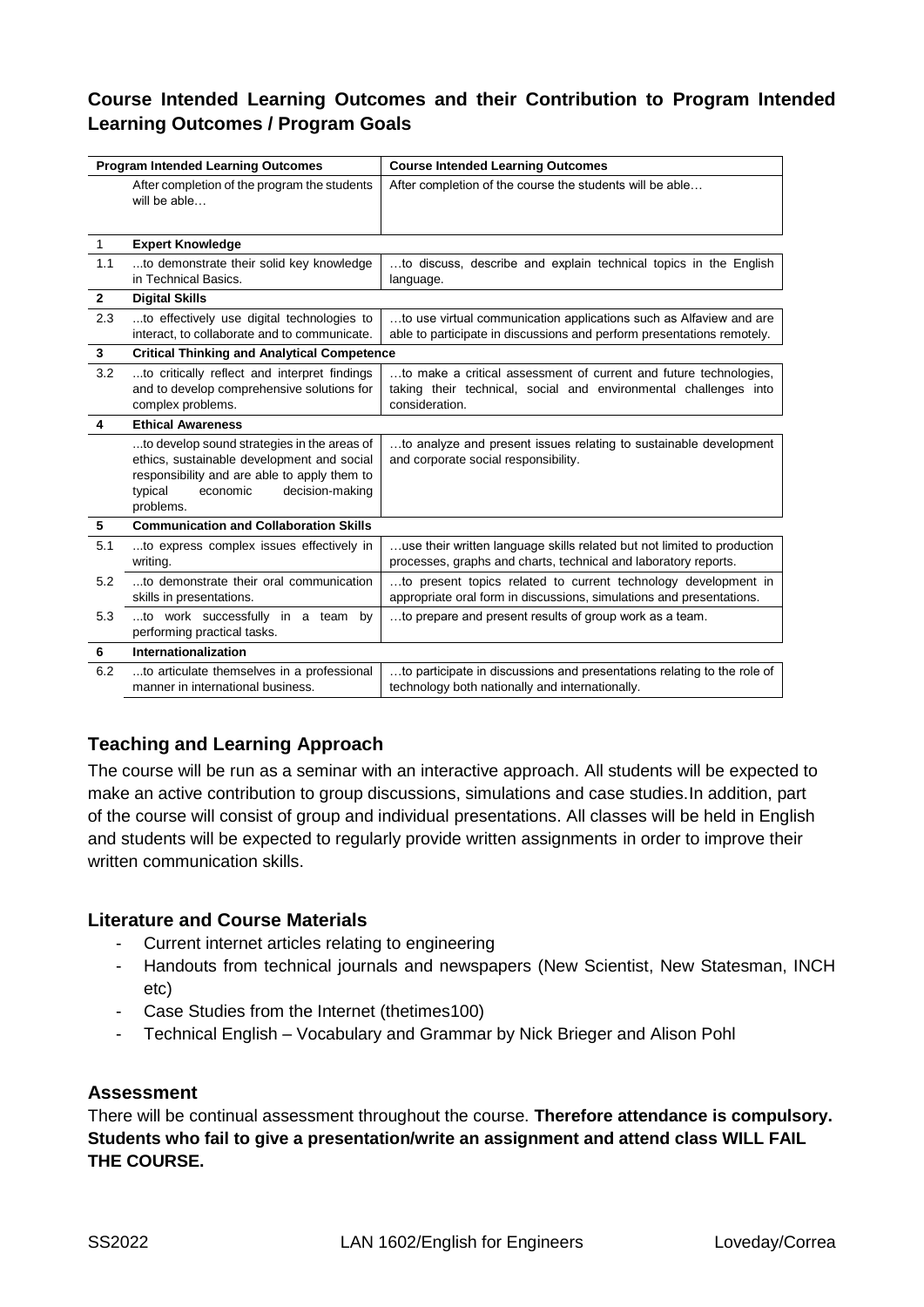## Course Intended Learning Outcomes and their Contribution to Program Intended Learning Outcomes / Program Goals

| Program Intended Learning Outcomes | | Course Intended Learning Outcomes |
|---|---|---|
| | After completion of the program the students will be able… | After completion of the course the students will be able… |
| 1 | **Expert Knowledge** | |
| 1.1 | ...to demonstrate their solid key knowledge in Technical Basics. | …to discuss, describe and explain technical topics in the English language. |
| **2** | **Digital Skills** | |
| 2.3 | ...to effectively use digital technologies to interact, to collaborate and to communicate. | …to use virtual communication applications such as Alfaview and are able to participate in discussions and perform presentations remotely. |
| **3** | **Critical Thinking and Analytical Competence** | |
| 3.2 | ...to critically reflect and interpret findings and to develop comprehensive solutions for complex problems. | …to make a critical assessment of current and future technologies, taking their technical, social and environmental challenges into consideration. |
| **4** | **Ethical Awareness** | |
| | ...to develop sound strategies in the areas of ethics, sustainable development and social responsibility and are able to apply them to typical economic decision-making problems. | …to analyze and present issues relating to sustainable development and corporate social responsibility. |
| **5** | **Communication and Collaboration Skills** | |
| 5.1 | ...to express complex issues effectively in writing. | …use their written language skills related but not limited to production processes, graphs and charts, technical and laboratory reports. |
| 5.2 | ...to demonstrate their oral communication skills in presentations. | …to present topics related to current technology development in appropriate oral form in discussions, simulations and presentations. |
| 5.3 | ...to work successfully in a team by performing practical tasks. | …to prepare and present results of group work as a team. |
| **6** | **Internationalization** | |
| 6.2 | ...to articulate themselves in a professional manner in international business. | …to participate in discussions and presentations relating to the role of technology both nationally and internationally. |

### Teaching and Learning Approach

The course will be run as a seminar with an interactive approach. All students will be expected to make an active contribution to group discussions, simulations and case studies.In addition, part of the course will consist of group and individual presentations. All classes will be held in English and students will be expected to regularly provide written assignments in order to improve their written communication skills.

### Literature and Course Materials

- Current internet articles relating to engineering
- Handouts from technical journals and newspapers (New Scientist, New Statesman, INCH etc)
- Case Studies from the Internet (thetimes100)
- Technical English – Vocabulary and Grammar by Nick Brieger and Alison Pohl

### Assessment

There will be continual assessment throughout the course. **Therefore attendance is compulsory. Students who fail to give a presentation/write an assignment and attend class WILL FAIL THE COURSE.**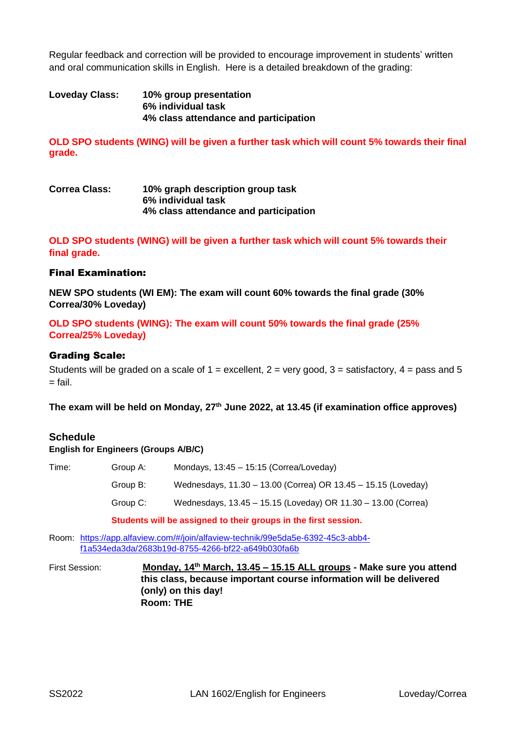Regular feedback and correction will be provided to encourage improvement in students' written and oral communication skills in English. Here is a detailed breakdown of the grading:

**Loveday Class:** **10% group presentation**
**6% individual task**
**4% class attendance and participation**

**OLD SPO students (WING) will be given a further task which will count 5% towards their final grade.**

**Correa Class:** **10% graph description group task**
**6% individual task**
**4% class attendance and participation**

**OLD SPO students (WING) will be given a further task which will count 5% towards their final grade.**

### Final Examination:

**NEW SPO students (WI EM): The exam will count 60% towards the final grade (30% Correa/30% Loveday)**

**OLD SPO students (WING): The exam will count 50% towards the final grade (25% Correa/25% Loveday)**

### Grading Scale:

Students will be graded on a scale of 1 = excellent, 2 = very good, 3 = satisfactory, 4 = pass and 5 = fail.

**The exam will be held on Monday, 27th June 2022, at 13.45 (if examination office approves)**

## Schedule

**English for Engineers (Groups A/B/C)**

| Time: | Group A: | Mondays, 13:45 – 15:15 (Correa/Loveday) |
| --- | --- | --- |
| | Group B: | Wednesdays, 11.30 – 13.00 (Correa) OR 13.45 – 15.15 (Loveday) |
| | Group C: | Wednesdays, 13.45 – 15.15 (Loveday) OR 11.30 – 13.00 (Correa) |

**Students will be assigned to their groups in the first session.**

Room: https://app.alfaview.com/#/join/alfaview-technik/99e5da5e-6392-45c3-abb4-f1a534eda3da/2683b19d-8755-4266-bf22-a649b030fa6b

First Session: **Monday, 14th March, 13.45 – 15.15 ALL groups - Make sure you attend this class, because important course information will be delivered (only) on this day!**
**Room: THE**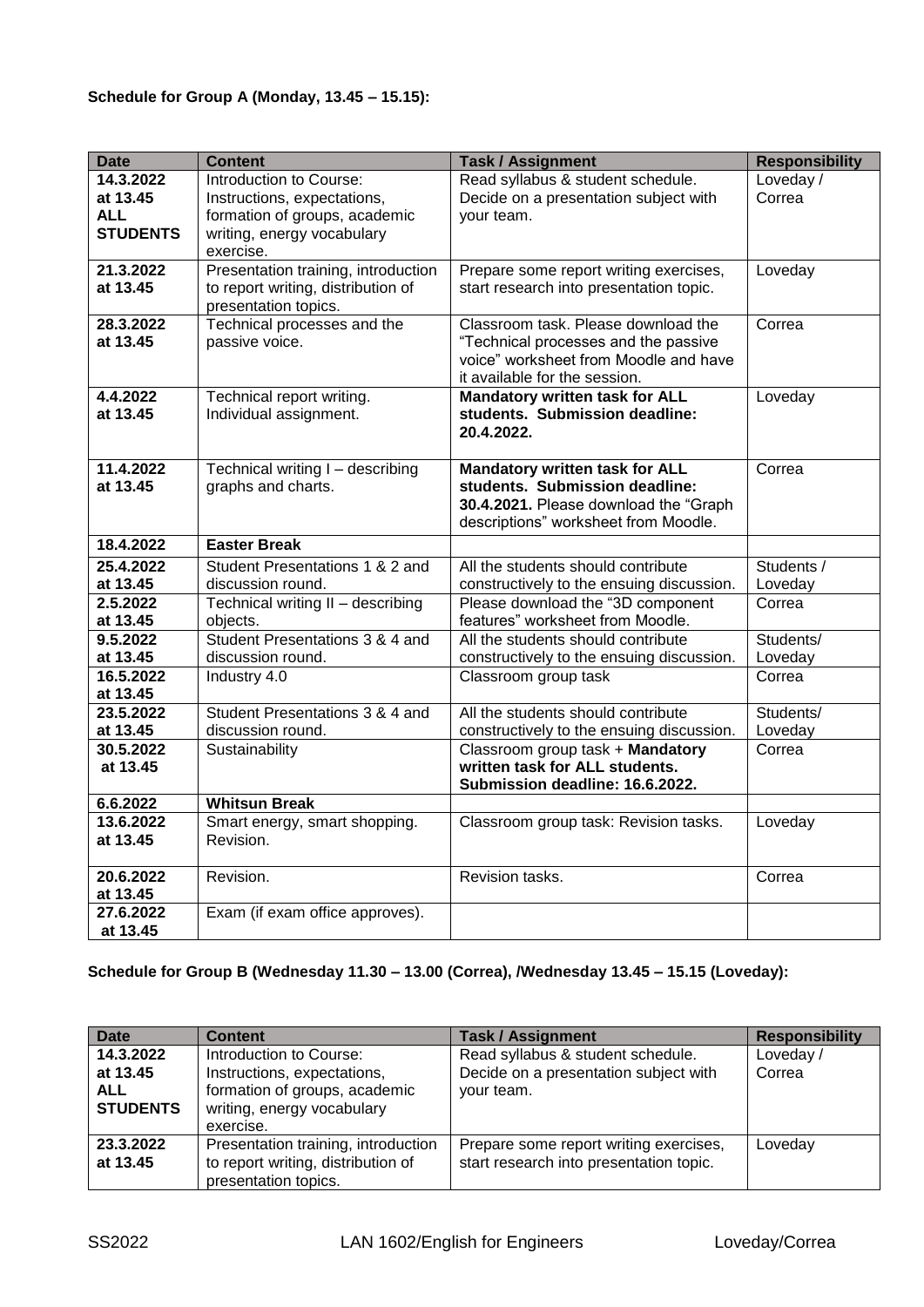**Schedule for Group A (Monday, 13.45 – 15.15):**

| Date | Content | Task / Assignment | Responsibility |
|---|---|---|---|
| **14.3.2022 at 13.45 ALL STUDENTS** | Introduction to Course: Instructions, expectations, formation of groups, academic writing, energy vocabulary exercise. | Read syllabus & student schedule. Decide on a presentation subject with your team. | Loveday / Correa |
| **21.3.2022 at 13.45** | Presentation training, introduction to report writing, distribution of presentation topics. | Prepare some report writing exercises, start research into presentation topic. | Loveday |
| **28.3.2022 at 13.45** | Technical processes and the passive voice. | Classroom task. Please download the "Technical processes and the passive voice" worksheet from Moodle and have it available for the session. | Correa |
| **4.4.2022 at 13.45** | Technical report writing. Individual assignment. | **Mandatory written task for ALL students. Submission deadline: 20.4.2022.** | Loveday |
| **11.4.2022 at 13.45** | Technical writing I – describing graphs and charts. | **Mandatory written task for ALL students. Submission deadline: 30.4.2021.** Please download the "Graph descriptions" worksheet from Moodle. | Correa |
| **18.4.2022** | **Easter Break** | | |
| **25.4.2022 at 13.45** | Student Presentations 1 & 2 and discussion round. | All the students should contribute constructively to the ensuing discussion. | Students / Loveday |
| **2.5.2022 at 13.45** | Technical writing II – describing objects. | Please download the "3D component features" worksheet from Moodle. | Correa |
| **9.5.2022 at 13.45** | Student Presentations 3 & 4 and discussion round. | All the students should contribute constructively to the ensuing discussion. | Students/ Loveday |
| **16.5.2022 at 13.45** | Industry 4.0 | Classroom group task | Correa |
| **23.5.2022 at 13.45** | Student Presentations 3 & 4 and discussion round. | All the students should contribute constructively to the ensuing discussion. | Students/ Loveday |
| **30.5.2022 at 13.45** | Sustainability | Classroom group task + **Mandatory written task for ALL students. Submission deadline: 16.6.2022.** | Correa |
| **6.6.2022** | **Whitsun Break** | | |
| **13.6.2022 at 13.45** | Smart energy, smart shopping. Revision. | Classroom group task: Revision tasks. | Loveday |
| **20.6.2022 at 13.45** | Revision. | Revision tasks. | Correa |
| **27.6.2022 at 13.45** | Exam (if exam office approves). | | |

**Schedule for Group B (Wednesday 11.30 – 13.00 (Correa), /Wednesday 13.45 – 15.15 (Loveday):**

| Date | Content | Task / Assignment | Responsibility |
|---|---|---|---|
| **14.3.2022 at 13.45 ALL STUDENTS** | Introduction to Course: Instructions, expectations, formation of groups, academic writing, energy vocabulary exercise. | Read syllabus & student schedule. Decide on a presentation subject with your team. | Loveday / Correa |
| **23.3.2022 at 13.45** | Presentation training, introduction to report writing, distribution of presentation topics. | Prepare some report writing exercises, start research into presentation topic. | Loveday |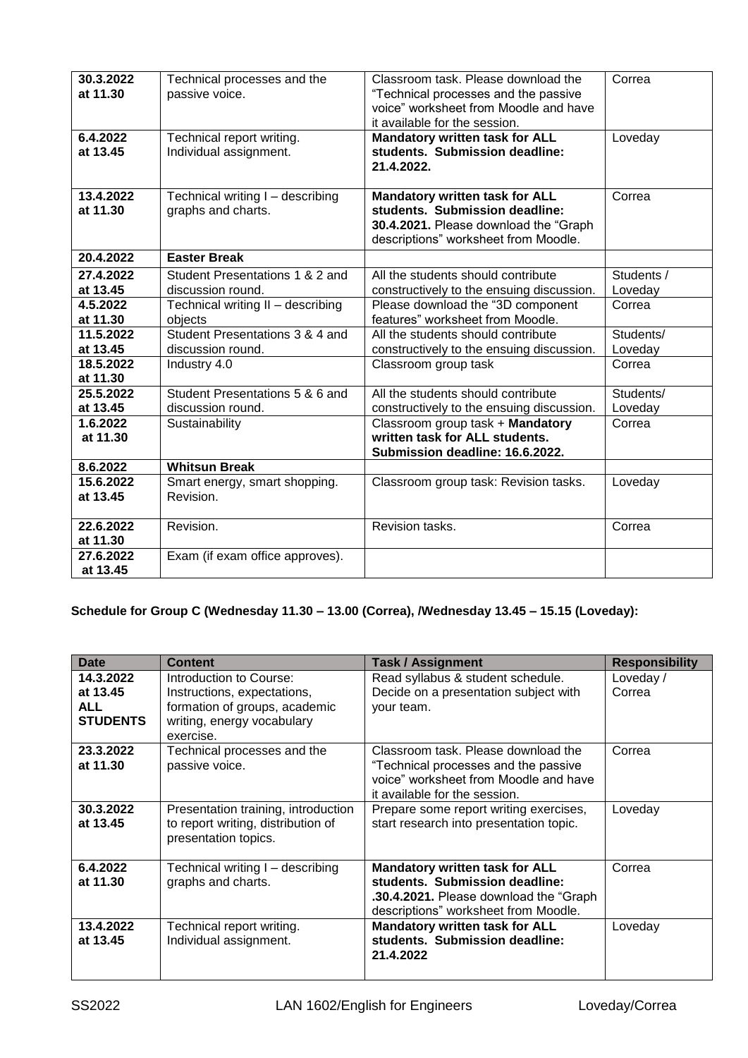| 30.3.2022 at 11.30 | Technical processes and the passive voice. | Classroom task. Please download the "Technical processes and the passive voice" worksheet from Moodle and have it available for the session. | Correa |
|---|---|---|---|
| 6.4.2022 at 13.45 | Technical report writing. Individual assignment. | **Mandatory written task for ALL students. Submission deadline: 21.4.2022.** | Loveday |
| 13.4.2022 at 11.30 | Technical writing I – describing graphs and charts. | **Mandatory written task for ALL students. Submission deadline: 30.4.2021.** Please download the "Graph descriptions" worksheet from Moodle. | Correa |
| 20.4.2022 | **Easter Break** | | |
| 27.4.2022 at 13.45 | Student Presentations 1 & 2 and discussion round. | All the students should contribute constructively to the ensuing discussion. | Students / Loveday |
| 4.5.2022 at 11.30 | Technical writing II – describing objects | Please download the "3D component features" worksheet from Moodle. | Correa |
| 11.5.2022 at 13.45 | Student Presentations 3 & 4 and discussion round. | All the students should contribute constructively to the ensuing discussion. | Students/ Loveday |
| 18.5.2022 at 11.30 | Industry 4.0 | Classroom group task | Correa |
| 25.5.2022 at 13.45 | Student Presentations 5 & 6 and discussion round. | All the students should contribute constructively to the ensuing discussion. | Students/ Loveday |
| 1.6.2022 at 11.30 | Sustainability | Classroom group task + **Mandatory written task for ALL students. Submission deadline: 16.6.2022.** | Correa |
| 8.6.2022 | **Whitsun Break** | | |
| 15.6.2022 at 13.45 | Smart energy, smart shopping. Revision. | Classroom group task: Revision tasks. | Loveday |
| 22.6.2022 at 11.30 | Revision. | Revision tasks. | Correa |
| 27.6.2022 at 13.45 | Exam (if exam office approves). | | |

**Schedule for Group C (Wednesday 11.30 – 13.00 (Correa), /Wednesday 13.45 – 15.15 (Loveday):**

| Date | Content | Task / Assignment | Responsibility |
|---|---|---|---|
| **14.3.2022 at 13.45 ALL STUDENTS** | Introduction to Course: Instructions, expectations, formation of groups, academic writing, energy vocabulary exercise. | Read syllabus & student schedule. Decide on a presentation subject with your team. | Loveday / Correa |
| 23.3.2022 at 11.30 | Technical processes and the passive voice. | Classroom task. Please download the "Technical processes and the passive voice" worksheet from Moodle and have it available for the session. | Correa |
| 30.3.2022 at 13.45 | Presentation training, introduction to report writing, distribution of presentation topics. | Prepare some report writing exercises, start research into presentation topic. | Loveday |
| 6.4.2022 at 11.30 | Technical writing I – describing graphs and charts. | **Mandatory written task for ALL students. Submission deadline: .30.4.2021.** Please download the "Graph descriptions" worksheet from Moodle. | Correa |
| 13.4.2022 at 13.45 | Technical report writing. Individual assignment. | **Mandatory written task for ALL students. Submission deadline: 21.4.2022** | Loveday |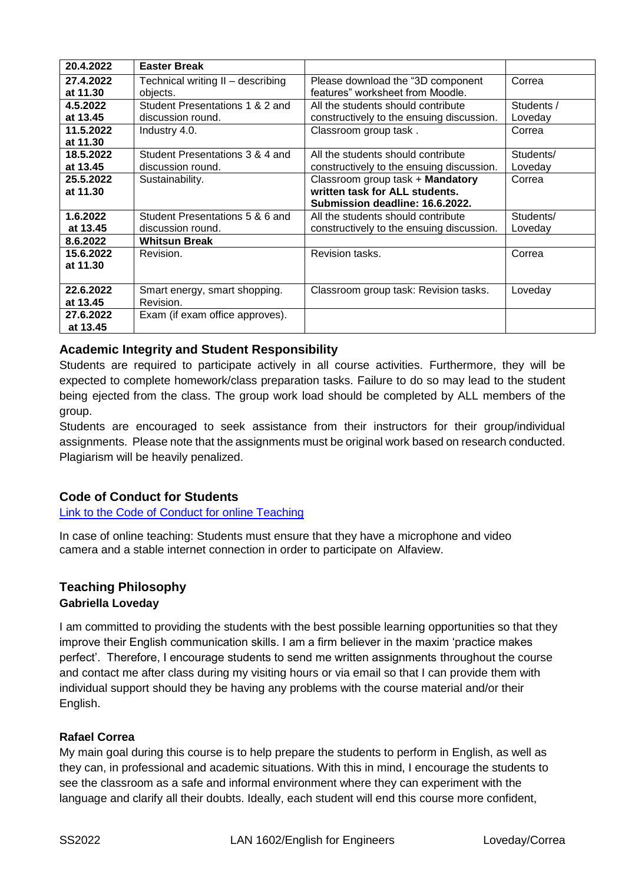| 20.4.2022 | **Easter Break** | | |
| --- | --- | --- | --- |
| 27.4.2022 at 11.30 | Technical writing II – describing objects. | Please download the "3D component features" worksheet from Moodle. | Correa |
| 4.5.2022 at 13.45 | Student Presentations 1 & 2 and discussion round. | All the students should contribute constructively to the ensuing discussion. | Students / Loveday |
| 11.5.2022 at 11.30 | Industry 4.0. | Classroom group task . | Correa |
| 18.5.2022 at 13.45 | Student Presentations 3 & 4 and discussion round. | All the students should contribute constructively to the ensuing discussion. | Students/ Loveday |
| 25.5.2022 at 11.30 | Sustainability. | Classroom group task + **Mandatory written task for ALL students. Submission deadline: 16.6.2022.** | Correa |
| 1.6.2022 at 13.45 | Student Presentations 5 & 6 and discussion round. | All the students should contribute constructively to the ensuing discussion. | Students/ Loveday |
| 8.6.2022 | **Whitsun Break** | | |
| 15.6.2022 at 11.30 | Revision. | Revision tasks. | Correa |
| 22.6.2022 at 13.45 | Smart energy, smart shopping. Revision. | Classroom group task: Revision tasks. | Loveday |
| 27.6.2022 at 13.45 | Exam (if exam office approves). | | |

## Academic Integrity and Student Responsibility

Students are required to participate actively in all course activities. Furthermore, they will be expected to complete homework/class preparation tasks. Failure to do so may lead to the student being ejected from the class. The group work load should be completed by ALL members of the group.

Students are encouraged to seek assistance from their instructors for their group/individual assignments. Please note that the assignments must be original work based on research conducted. Plagiarism will be heavily penalized.

## Code of Conduct for Students

[Link to the Code of Conduct for online Teaching]()

In case of online teaching: Students must ensure that they have a microphone and video camera and a stable internet connection in order to participate on Alfaview.

## Teaching Philosophy

### Gabriella Loveday

I am committed to providing the students with the best possible learning opportunities so that they improve their English communication skills. I am a firm believer in the maxim 'practice makes perfect'. Therefore, I encourage students to send me written assignments throughout the course and contact me after class during my visiting hours or via email so that I can provide them with individual support should they be having any problems with the course material and/or their English.

### Rafael Correa

My main goal during this course is to help prepare the students to perform in English, as well as they can, in professional and academic situations. With this in mind, I encourage the students to see the classroom as a safe and informal environment where they can experiment with the language and clarify all their doubts. Ideally, each student will end this course more confident,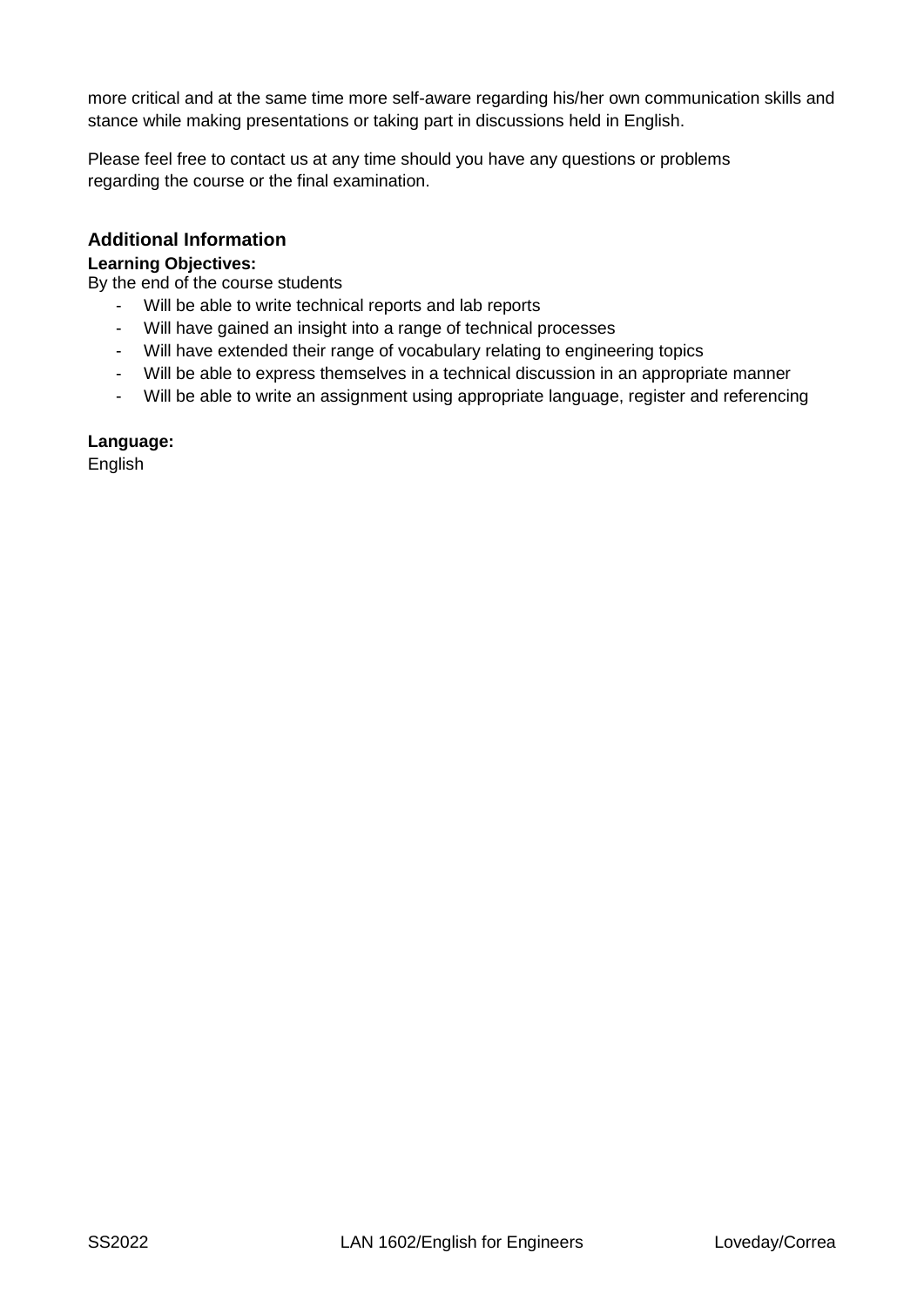more critical and at the same time more self-aware regarding his/her own communication skills and stance while making presentations or taking part in discussions held in English.

Please feel free to contact us at any time should you have any questions or problems regarding the course or the final examination.

## Additional Information

**Learning Objectives:**

By the end of the course students

- Will be able to write technical reports and lab reports
- Will have gained an insight into a range of technical processes
- Will have extended their range of vocabulary relating to engineering topics
- Will be able to express themselves in a technical discussion in an appropriate manner
- Will be able to write an assignment using appropriate language, register and referencing

**Language:**

English